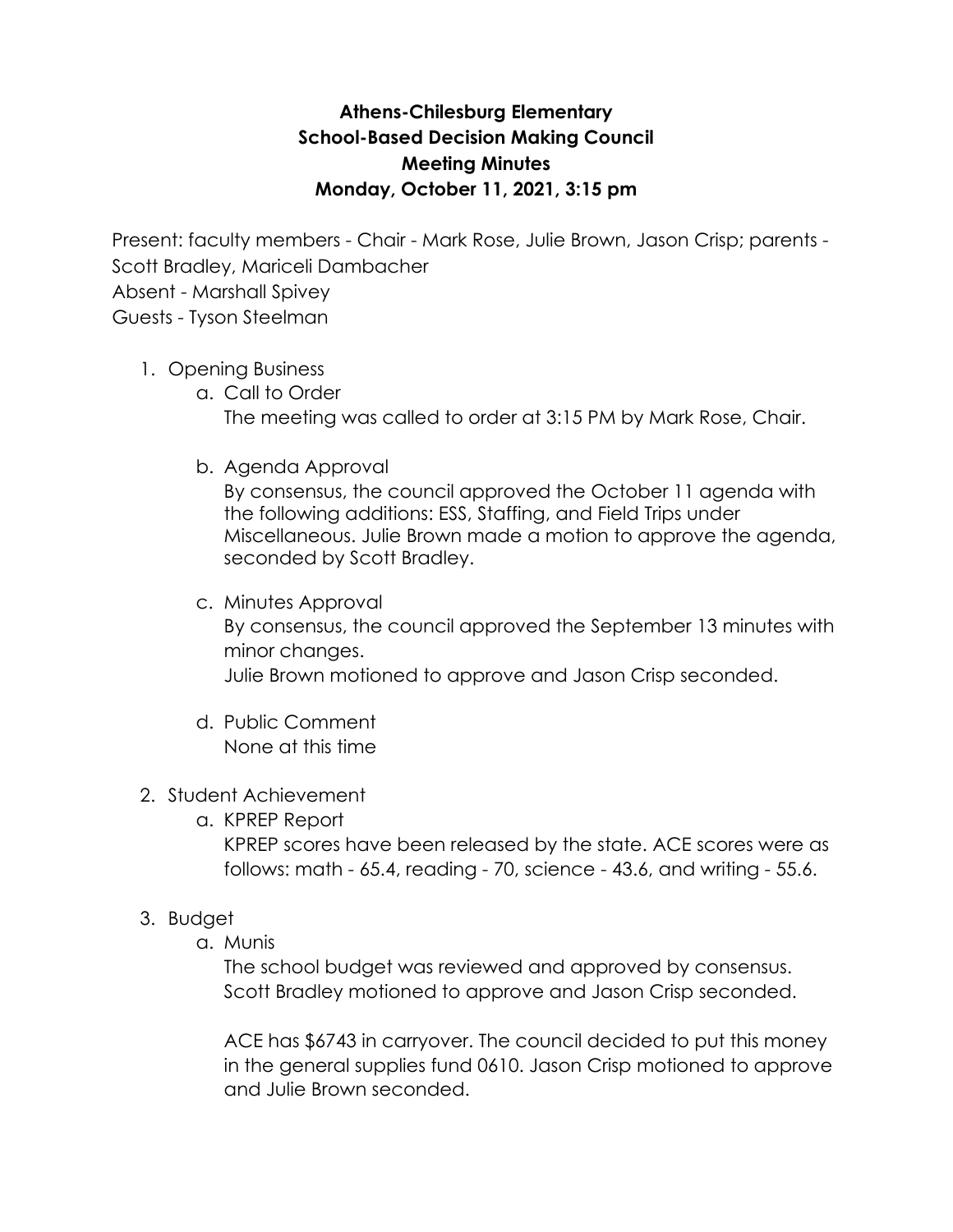# Athens-Chilesburg Elementary
## School-Based Decision Making Council
## Meeting Minutes
## Monday, October 11, 2021, 3:15 pm

Present: faculty members - Chair - Mark Rose, Julie Brown, Jason Crisp; parents - Scott Bradley, Mariceli Dambacher
Absent - Marshall Spivey
Guests - Tyson Steelman

1. Opening Business
   a. Call to Order
      The meeting was called to order at 3:15 PM by Mark Rose, Chair.

   b. Agenda Approval
      By consensus, the council approved the October 11 agenda with the following additions: ESS, Staffing, and Field Trips under Miscellaneous. Julie Brown made a motion to approve the agenda, seconded by Scott Bradley.

   c. Minutes Approval
      By consensus, the council approved the September 13 minutes with minor changes.
      Julie Brown motioned to approve and Jason Crisp seconded.

   d. Public Comment
      None at this time

2. Student Achievement
   a. KPREP Report
      KPREP scores have been released by the state. ACE scores were as follows: math - 65.4, reading - 70, science - 43.6, and writing - 55.6.

3. Budget
   a. Munis
      The school budget was reviewed and approved by consensus. Scott Bradley motioned to approve and Jason Crisp seconded.

      ACE has $6743 in carryover. The council decided to put this money in the general supplies fund 0610. Jason Crisp motioned to approve and Julie Brown seconded.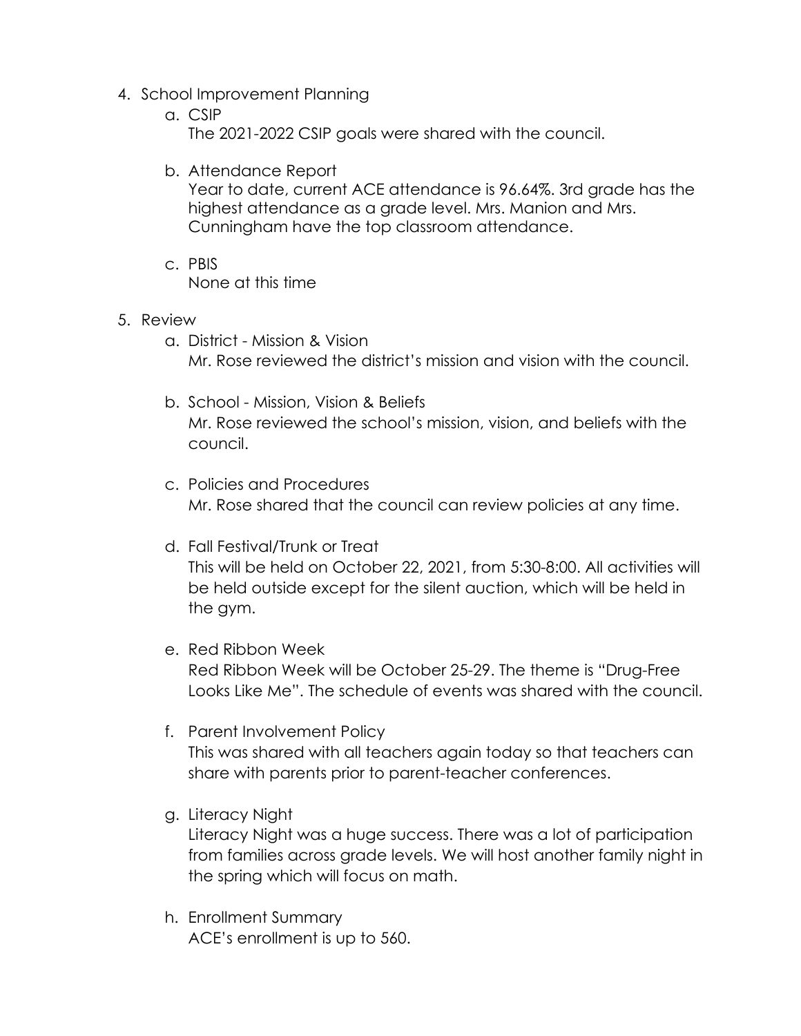4. School Improvement Planning
   a. CSIP
      The 2021-2022 CSIP goals were shared with the council.

   b. Attendance Report
      Year to date, current ACE attendance is 96.64%. 3rd grade has the highest attendance as a grade level. Mrs. Manion and Mrs. Cunningham have the top classroom attendance.

   c. PBIS
      None at this time

5. Review
   a. District - Mission & Vision
      Mr. Rose reviewed the district's mission and vision with the council.

   b. School - Mission, Vision & Beliefs
      Mr. Rose reviewed the school's mission, vision, and beliefs with the council.

   c. Policies and Procedures
      Mr. Rose shared that the council can review policies at any time.

   d. Fall Festival/Trunk or Treat
      This will be held on October 22, 2021, from 5:30-8:00. All activities will be held outside except for the silent auction, which will be held in the gym.

   e. Red Ribbon Week
      Red Ribbon Week will be October 25-29. The theme is "Drug-Free Looks Like Me". The schedule of events was shared with the council.

   f. Parent Involvement Policy
      This was shared with all teachers again today so that teachers can share with parents prior to parent-teacher conferences.

   g. Literacy Night
      Literacy Night was a huge success. There was a lot of participation from families across grade levels. We will host another family night in the spring which will focus on math.

   h. Enrollment Summary
      ACE's enrollment is up to 560.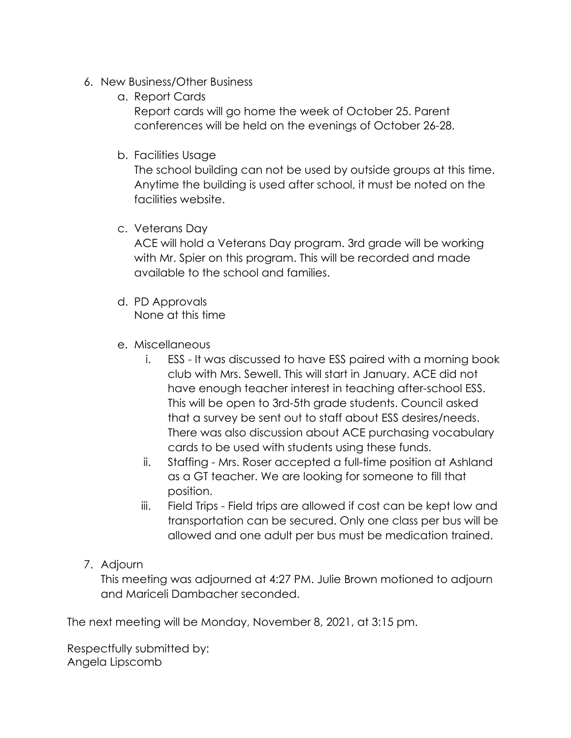6. New Business/Other Business
   a. Report Cards
      Report cards will go home the week of October 25. Parent conferences will be held on the evenings of October 26-28.

   b. Facilities Usage
      The school building can not be used by outside groups at this time. Anytime the building is used after school, it must be noted on the facilities website.

   c. Veterans Day
      ACE will hold a Veterans Day program. 3rd grade will be working with Mr. Spier on this program. This will be recorded and made available to the school and families.

   d. PD Approvals
      None at this time

   e. Miscellaneous
      i. ESS - It was discussed to have ESS paired with a morning book club with Mrs. Sewell. This will start in January. ACE did not have enough teacher interest in teaching after-school ESS. This will be open to 3rd-5th grade students. Council asked that a survey be sent out to staff about ESS desires/needs. There was also discussion about ACE purchasing vocabulary cards to be used with students using these funds.
      ii. Staffing - Mrs. Roser accepted a full-time position at Ashland as a GT teacher. We are looking for someone to fill that position.
      iii. Field Trips - Field trips are allowed if cost can be kept low and transportation can be secured. Only one class per bus will be allowed and one adult per bus must be medication trained.

7. Adjourn
   This meeting was adjourned at 4:27 PM. Julie Brown motioned to adjourn and Mariceli Dambacher seconded.

The next meeting will be Monday, November 8, 2021, at 3:15 pm.

Respectfully submitted by:
Angela Lipscomb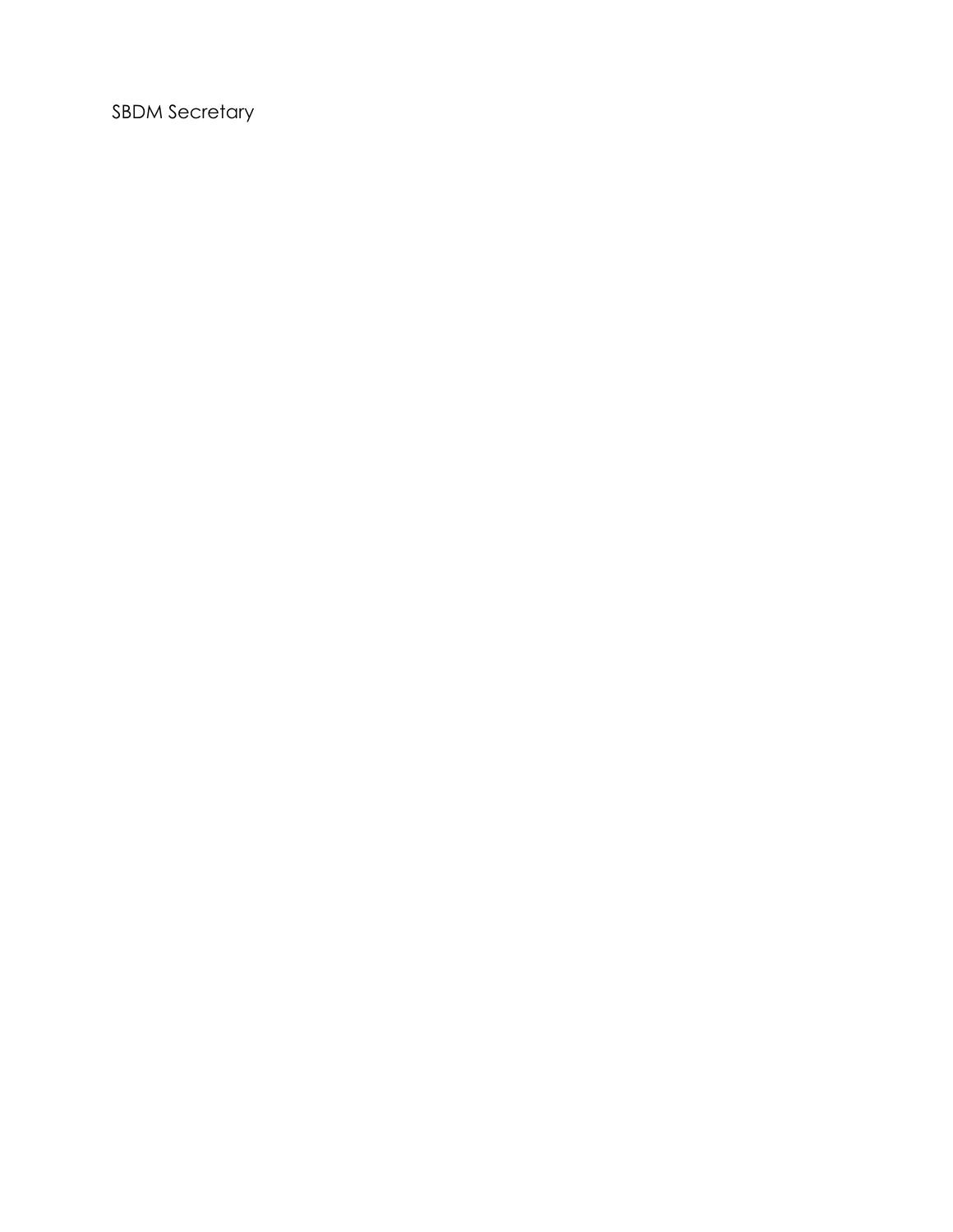SBDM Secretary